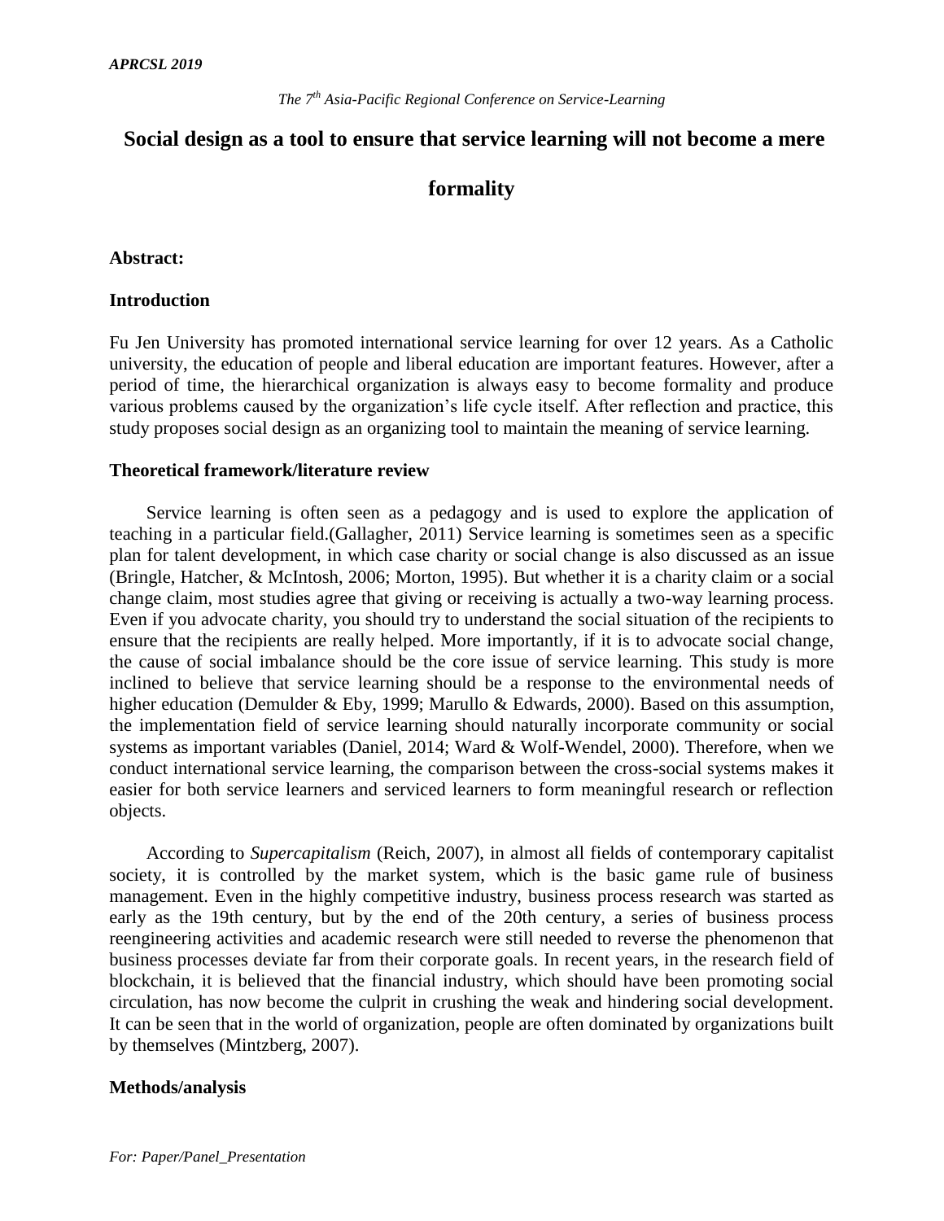# Social design as a tool to ensure that service learning will not become a mere formality

**Abstract:**

**Introduction**

Fu Jen University has promoted international service learning for over 12 years. As a Catholic university, the education of people and liberal education are important features. However, after a period of time, the hierarchical organization is always easy to become formality and produce various problems caused by the organization's life cycle itself. After reflection and practice, this study proposes social design as an organizing tool to maintain the meaning of service learning.

**Theoretical framework/literature review**

Service learning is often seen as a pedagogy and is used to explore the application of teaching in a particular field.(Gallagher, 2011) Service learning is sometimes seen as a specific plan for talent development, in which case charity or social change is also discussed as an issue (Bringle, Hatcher, & McIntosh, 2006; Morton, 1995). But whether it is a charity claim or a social change claim, most studies agree that giving or receiving is actually a two-way learning process. Even if you advocate charity, you should try to understand the social situation of the recipients to ensure that the recipients are really helped. More importantly, if it is to advocate social change, the cause of social imbalance should be the core issue of service learning. This study is more inclined to believe that service learning should be a response to the environmental needs of higher education (Demulder & Eby, 1999; Marullo & Edwards, 2000). Based on this assumption, the implementation field of service learning should naturally incorporate community or social systems as important variables (Daniel, 2014; Ward & Wolf-Wendel, 2000). Therefore, when we conduct international service learning, the comparison between the cross-social systems makes it easier for both service learners and serviced learners to form meaningful research or reflection objects.

According to *Supercapitalism* (Reich, 2007), in almost all fields of contemporary capitalist society, it is controlled by the market system, which is the basic game rule of business management. Even in the highly competitive industry, business process research was started as early as the 19th century, but by the end of the 20th century, a series of business process reengineering activities and academic research were still needed to reverse the phenomenon that business processes deviate far from their corporate goals. In recent years, in the research field of blockchain, it is believed that the financial industry, which should have been promoting social circulation, has now become the culprit in crushing the weak and hindering social development. It can be seen that in the world of organization, people are often dominated by organizations built by themselves (Mintzberg, 2007).

**Methods/analysis**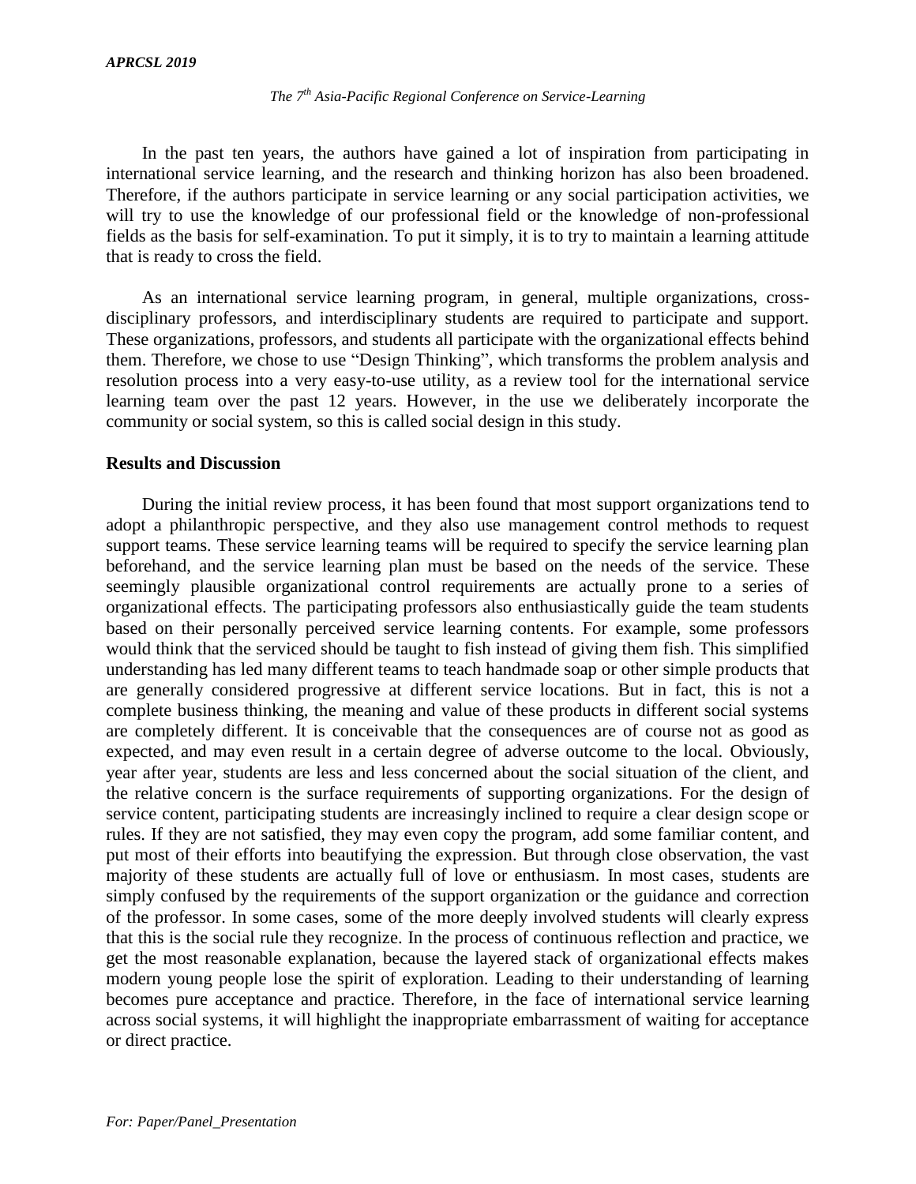In the past ten years, the authors have gained a lot of inspiration from participating in international service learning, and the research and thinking horizon has also been broadened. Therefore, if the authors participate in service learning or any social participation activities, we will try to use the knowledge of our professional field or the knowledge of non-professional fields as the basis for self-examination. To put it simply, it is to try to maintain a learning attitude that is ready to cross the field.

As an international service learning program, in general, multiple organizations, cross-disciplinary professors, and interdisciplinary students are required to participate and support. These organizations, professors, and students all participate with the organizational effects behind them. Therefore, we chose to use "Design Thinking", which transforms the problem analysis and resolution process into a very easy-to-use utility, as a review tool for the international service learning team over the past 12 years. However, in the use we deliberately incorporate the community or social system, so this is called social design in this study.

## Results and Discussion

During the initial review process, it has been found that most support organizations tend to adopt a philanthropic perspective, and they also use management control methods to request support teams. These service learning teams will be required to specify the service learning plan beforehand, and the service learning plan must be based on the needs of the service. These seemingly plausible organizational control requirements are actually prone to a series of organizational effects. The participating professors also enthusiastically guide the team students based on their personally perceived service learning contents. For example, some professors would think that the serviced should be taught to fish instead of giving them fish. This simplified understanding has led many different teams to teach handmade soap or other simple products that are generally considered progressive at different service locations. But in fact, this is not a complete business thinking, the meaning and value of these products in different social systems are completely different. It is conceivable that the consequences are of course not as good as expected, and may even result in a certain degree of adverse outcome to the local. Obviously, year after year, students are less and less concerned about the social situation of the client, and the relative concern is the surface requirements of supporting organizations. For the design of service content, participating students are increasingly inclined to require a clear design scope or rules. If they are not satisfied, they may even copy the program, add some familiar content, and put most of their efforts into beautifying the expression. But through close observation, the vast majority of these students are actually full of love or enthusiasm. In most cases, students are simply confused by the requirements of the support organization or the guidance and correction of the professor. In some cases, some of the more deeply involved students will clearly express that this is the social rule they recognize. In the process of continuous reflection and practice, we get the most reasonable explanation, because the layered stack of organizational effects makes modern young people lose the spirit of exploration. Leading to their understanding of learning becomes pure acceptance and practice. Therefore, in the face of international service learning across social systems, it will highlight the inappropriate embarrassment of waiting for acceptance or direct practice.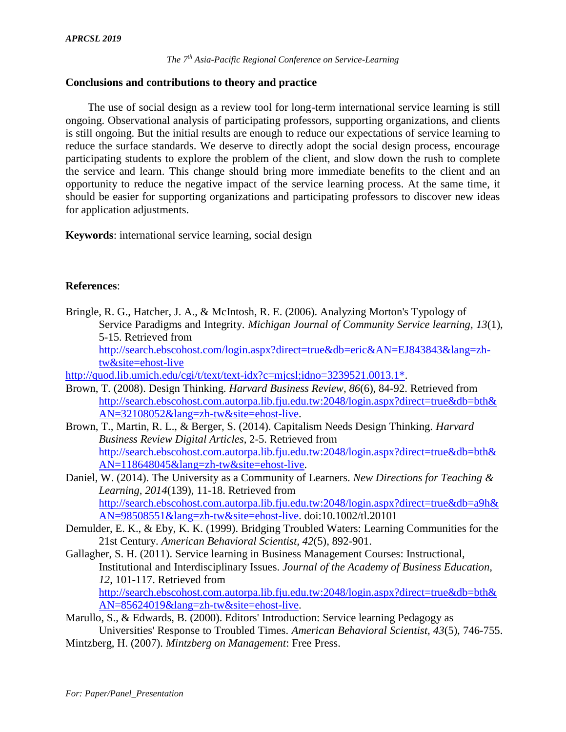**Conclusions and contributions to theory and practice**

The use of social design as a review tool for long-term international service learning is still ongoing. Observational analysis of participating professors, supporting organizations, and clients is still ongoing. But the initial results are enough to reduce our expectations of service learning to reduce the surface standards. We deserve to directly adopt the social design process, encourage participating students to explore the problem of the client, and slow down the rush to complete the service and learn. This change should bring more immediate benefits to the client and an opportunity to reduce the negative impact of the service learning process. At the same time, it should be easier for supporting organizations and participating professors to discover new ideas for application adjustments.

**Keywords**: international service learning, social design

**References**:

Bringle, R. G., Hatcher, J. A., & McIntosh, R. E. (2006). Analyzing Morton's Typology of Service Paradigms and Integrity. *Michigan Journal of Community Service learning, 13*(1), 5-15. Retrieved from http://search.ebscohost.com/login.aspx?direct=true&db=eric&AN=EJ843843&lang=zh-tw&site=ehost-live http://quod.lib.umich.edu/cgi/t/text/text-idx?c=mjcsl;idno=3239521.0013.1*.

Brown, T. (2008). Design Thinking. *Harvard Business Review, 86*(6), 84-92. Retrieved from http://search.ebscohost.com.autorpa.lib.fju.edu.tw:2048/login.aspx?direct=true&db=bth&AN=32108052&lang=zh-tw&site=ehost-live.

Brown, T., Martin, R. L., & Berger, S. (2014). Capitalism Needs Design Thinking. *Harvard Business Review Digital Articles*, 2-5. Retrieved from http://search.ebscohost.com.autorpa.lib.fju.edu.tw:2048/login.aspx?direct=true&db=bth&AN=118648045&lang=zh-tw&site=ehost-live.

Daniel, W. (2014). The University as a Community of Learners. *New Directions for Teaching & Learning, 2014*(139), 11-18. Retrieved from http://search.ebscohost.com.autorpa.lib.fju.edu.tw:2048/login.aspx?direct=true&db=a9h&AN=98508551&lang=zh-tw&site=ehost-live. doi:10.1002/tl.20101

Demulder, E. K., & Eby, K. K. (1999). Bridging Troubled Waters: Learning Communities for the 21st Century. *American Behavioral Scientist, 42*(5), 892-901.

Gallagher, S. H. (2011). Service learning in Business Management Courses: Instructional, Institutional and Interdisciplinary Issues. *Journal of the Academy of Business Education, 12*, 101-117. Retrieved from http://search.ebscohost.com.autorpa.lib.fju.edu.tw:2048/login.aspx?direct=true&db=bth&AN=85624019&lang=zh-tw&site=ehost-live.

Marullo, S., & Edwards, B. (2000). Editors' Introduction: Service learning Pedagogy as Universities' Response to Troubled Times. *American Behavioral Scientist, 43*(5), 746-755.

Mintzberg, H. (2007). *Mintzberg on Management*: Free Press.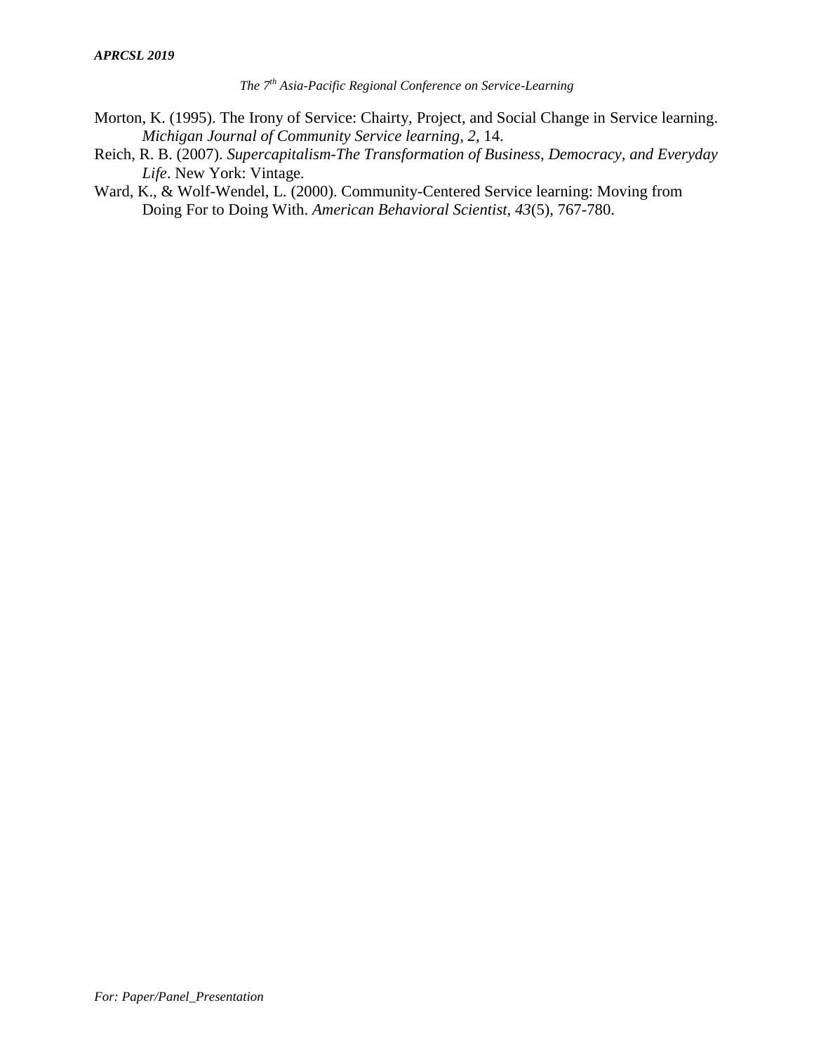Morton, K. (1995). The Irony of Service: Chairty, Project, and Social Change in Service learning. *Michigan Journal of Community Service learning*, *2*, 14.

Reich, R. B. (2007). *Supercapitalism-The Transformation of Business, Democracy, and Everyday Life*. New York: Vintage.

Ward, K., & Wolf-Wendel, L. (2000). Community-Centered Service learning: Moving from Doing For to Doing With. *American Behavioral Scientist*, *43*(5), 767-780.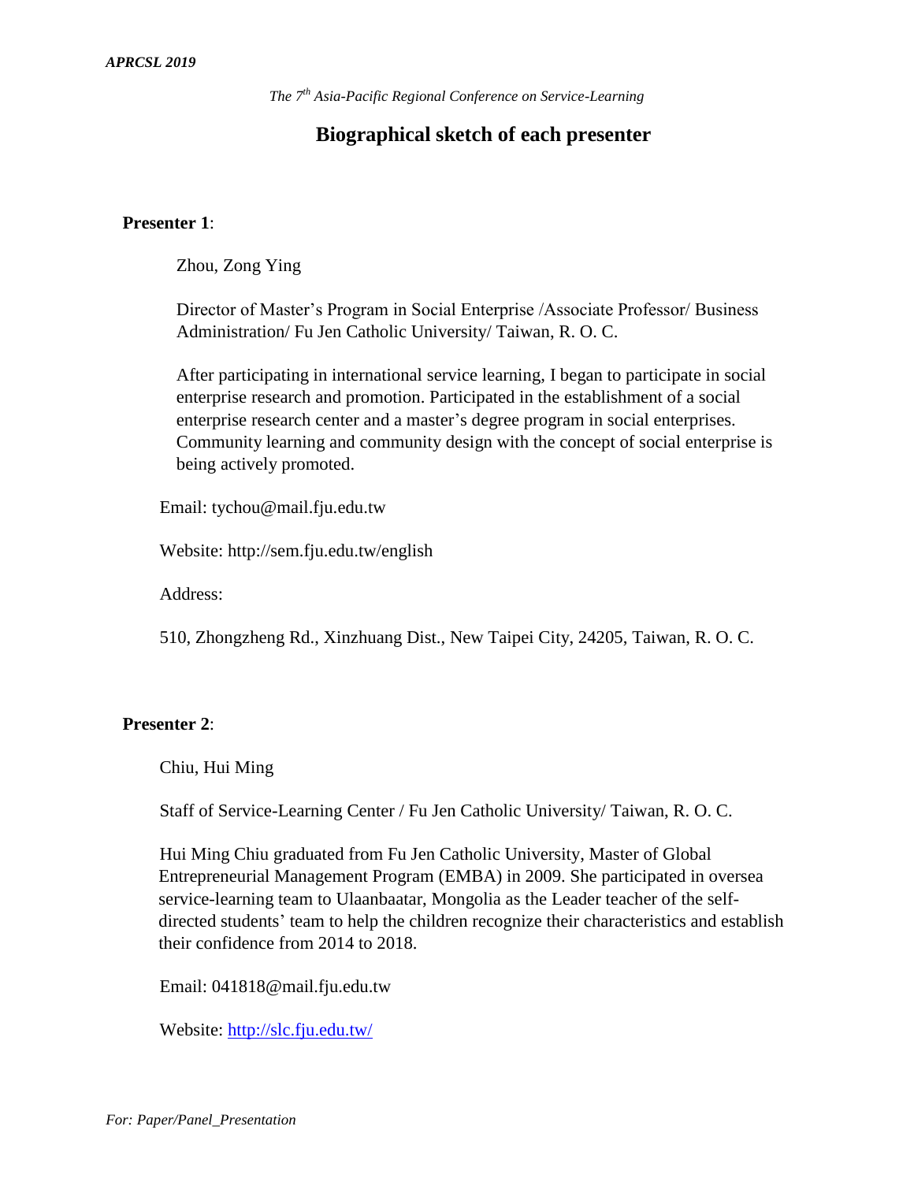## Biographical sketch of each presenter

**Presenter 1**:

Zhou, Zong Ying

Director of Master's Program in Social Enterprise /Associate Professor/ Business Administration/ Fu Jen Catholic University/ Taiwan, R. O. C.

After participating in international service learning, I began to participate in social enterprise research and promotion. Participated in the establishment of a social enterprise research center and a master's degree program in social enterprises. Community learning and community design with the concept of social enterprise is being actively promoted.

Email: tychou@mail.fju.edu.tw

Website: http://sem.fju.edu.tw/english

Address:

510, Zhongzheng Rd., Xinzhuang Dist., New Taipei City, 24205, Taiwan, R. O. C.

**Presenter 2**:

Chiu, Hui Ming

Staff of Service-Learning Center / Fu Jen Catholic University/ Taiwan, R. O. C.

Hui Ming Chiu graduated from Fu Jen Catholic University, Master of Global Entrepreneurial Management Program (EMBA) in 2009. She participated in oversea service-learning team to Ulaanbaatar, Mongolia as the Leader teacher of the self-directed students' team to help the children recognize their characteristics and establish their confidence from 2014 to 2018.

Email: 041818@mail.fju.edu.tw

Website: http://slc.fju.edu.tw/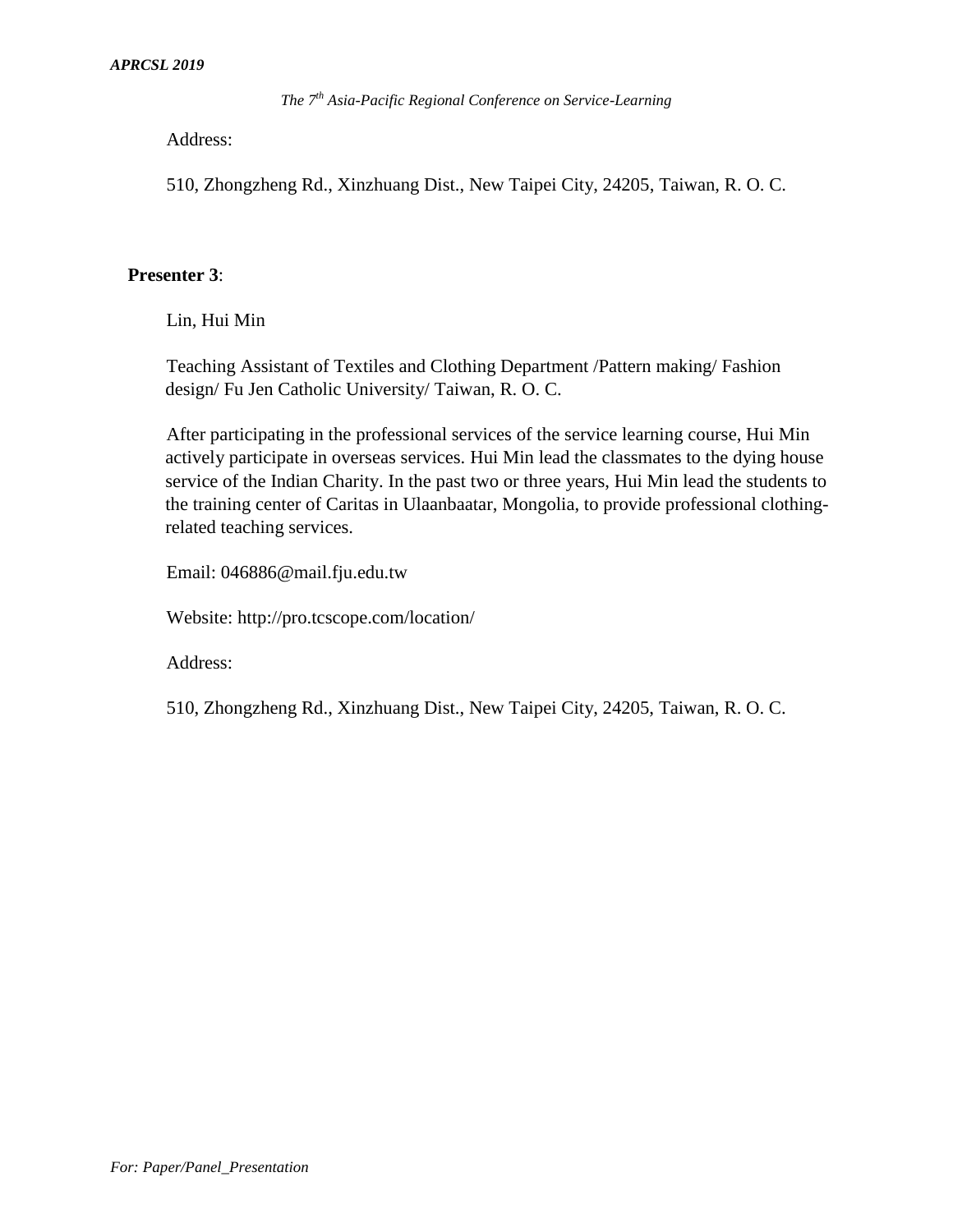Address:

510, Zhongzheng Rd., Xinzhuang Dist., New Taipei City, 24205, Taiwan, R. O. C.

**Presenter 3**:

Lin, Hui Min

Teaching Assistant of Textiles and Clothing Department /Pattern making/ Fashion design/ Fu Jen Catholic University/ Taiwan, R. O. C.

After participating in the professional services of the service learning course, Hui Min actively participate in overseas services. Hui Min lead the classmates to the dying house service of the Indian Charity. In the past two or three years, Hui Min lead the students to the training center of Caritas in Ulaanbaatar, Mongolia, to provide professional clothing-related teaching services.

Email: 046886@mail.fju.edu.tw

Website: http://pro.tcscope.com/location/

Address:

510, Zhongzheng Rd., Xinzhuang Dist., New Taipei City, 24205, Taiwan, R. O. C.